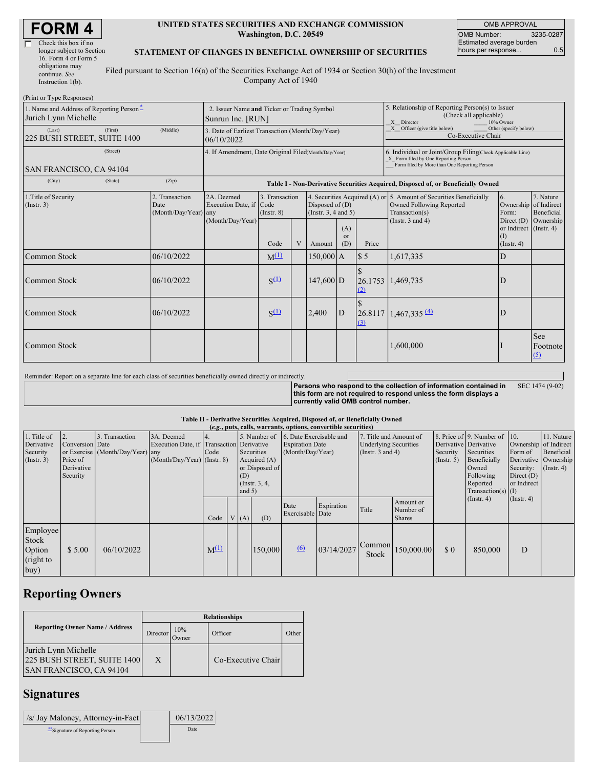# FORM 4

☐ Check this box if no longer subject to Section 16. Form 4 or Form 5 obligations may continue. *See* Instruction 1(b).

**UNITED STATES SECURITIES AND EXCHANGE COMMISSION**
**Washington, D.C. 20549**

**STATEMENT OF CHANGES IN BENEFICIAL OWNERSHIP OF SECURITIES**

Filed pursuant to Section 16(a) of the Securities Exchange Act of 1934 or Section 30(h) of the Investment Company Act of 1940

| OMB APPROVAL | |
|---|---|
| OMB Number: | 3235-0287 |
| Estimated average burden hours per response... | 0.5 |

(Print or Type Responses)

| | | |
|---|---|---|
| 1. Name and Address of Reporting Person*<br>Jurich Lynn Michelle<br>(Last) (First) (Middle)<br>225 BUSH STREET, SUITE 1400<br>(Street)<br>SAN FRANCISCO, CA 94104<br>(City) (State) (Zip) | 2. Issuer Name **and** Ticker or Trading Symbol<br>Sunrun Inc. [RUN]<br>3. Date of Earliest Transaction (Month/Day/Year)<br>06/10/2022<br>4. If Amendment, Date Original Filed (Month/Day/Year) | 5. Relationship of Reporting Person(s) to Issuer (Check all applicable)<br>_X_ Director ___ 10% Owner<br>_X_ Officer (give title below) ___ Other (specify below)<br>Co-Executive Chair<br>6. Individual or Joint/Group Filing (Check Applicable Line)<br>_X_ Form filed by One Reporting Person<br>___ Form filed by More than One Reporting Person |

**Table I - Non-Derivative Securities Acquired, Disposed of, or Beneficially Owned**

| 1.Title of Security (Instr. 3) | 2. Transaction Date (Month/Day/Year) | 2A. Deemed Execution Date, if any (Month/Day/Year) | 3. Transaction Code (Instr. 8) Code | V | 4. Securities Acquired (A) or Disposed of (D) (Instr. 3, 4 and 5) Amount | (A) or (D) | Price | 5. Amount of Securities Beneficially Owned Following Reported Transaction(s) (Instr. 3 and 4) | 6. Ownership Form: Direct (D) or Indirect (I) (Instr. 4) | 7. Nature of Indirect Beneficial Ownership (Instr. 4) |
|---|---|---|---|---|---|---|---|---|---|---|
| Common Stock | 06/10/2022 | | M (1) | | 150,000 | A | $ 5 | 1,617,335 | D | |
| Common Stock | 06/10/2022 | | S (1) | | 147,600 | D | $ 26.1753 (2) | 1,469,735 | D | |
| Common Stock | 06/10/2022 | | S (1) | | 2,400 | D | $ 26.8117 (3) | 1,467,335 (4) | D | |
| Common Stock | | | | | | | | 1,600,000 | I | See Footnote (5) |

Reminder: Report on a separate line for each class of securities beneficially owned directly or indirectly.

**Persons who respond to the collection of information contained in this form are not required to respond unless the form displays a currently valid OMB control number.** SEC 1474 (9-02)

**Table II - Derivative Securities Acquired, Disposed of, or Beneficially Owned**
**(*e.g.*, puts, calls, warrants, options, convertible securities)**

| 1. Title of Derivative Security (Instr. 3) | 2. Conversion or Exercise Price of Derivative Security | 3. Transaction Date (Month/Day/Year) | 3A. Deemed Execution Date, if any (Month/Day/Year) | 4. Transaction Code (Instr. 8) Code | V | 5. Number of Derivative Securities Acquired (A) or Disposed of (D) (Instr. 3, 4, and 5) (A) | (D) | 6. Date Exercisable and Expiration Date (Month/Day/Year) Date Exercisable | Expiration Date | 7. Title and Amount of Underlying Securities (Instr. 3 and 4) Title | Amount or Number of Shares | 8. Price of Derivative Security (Instr. 5) | 9. Number of Derivative Securities Beneficially Owned Following Reported Transaction(s) (Instr. 4) | 10. Ownership Form of Derivative Security: Direct (D) or Indirect (I) (Instr. 4) | 11. Nature of Indirect Beneficial Ownership (Instr. 4) |
|---|---|---|---|---|---|---|---|---|---|---|---|---|---|---|---|
| Employee Stock Option (right to buy) | $ 5.00 | 06/10/2022 | | M (1) | | | 150,000 | (6) | 03/14/2027 | Common Stock | 150,000.00 | $ 0 | 850,000 | D | |

## Reporting Owners

| Reporting Owner Name / Address | Director | 10% Owner | Officer | Other |
|---|---|---|---|---|
| Jurich Lynn Michelle<br>225 BUSH STREET, SUITE 1400<br>SAN FRANCISCO, CA 94104 | X | | Co-Executive Chair | |

## Signatures

| | |
|---|---|
| /s/ Jay Maloney, Attorney-in-Fact | 06/13/2022 |
| **Signature of Reporting Person | Date |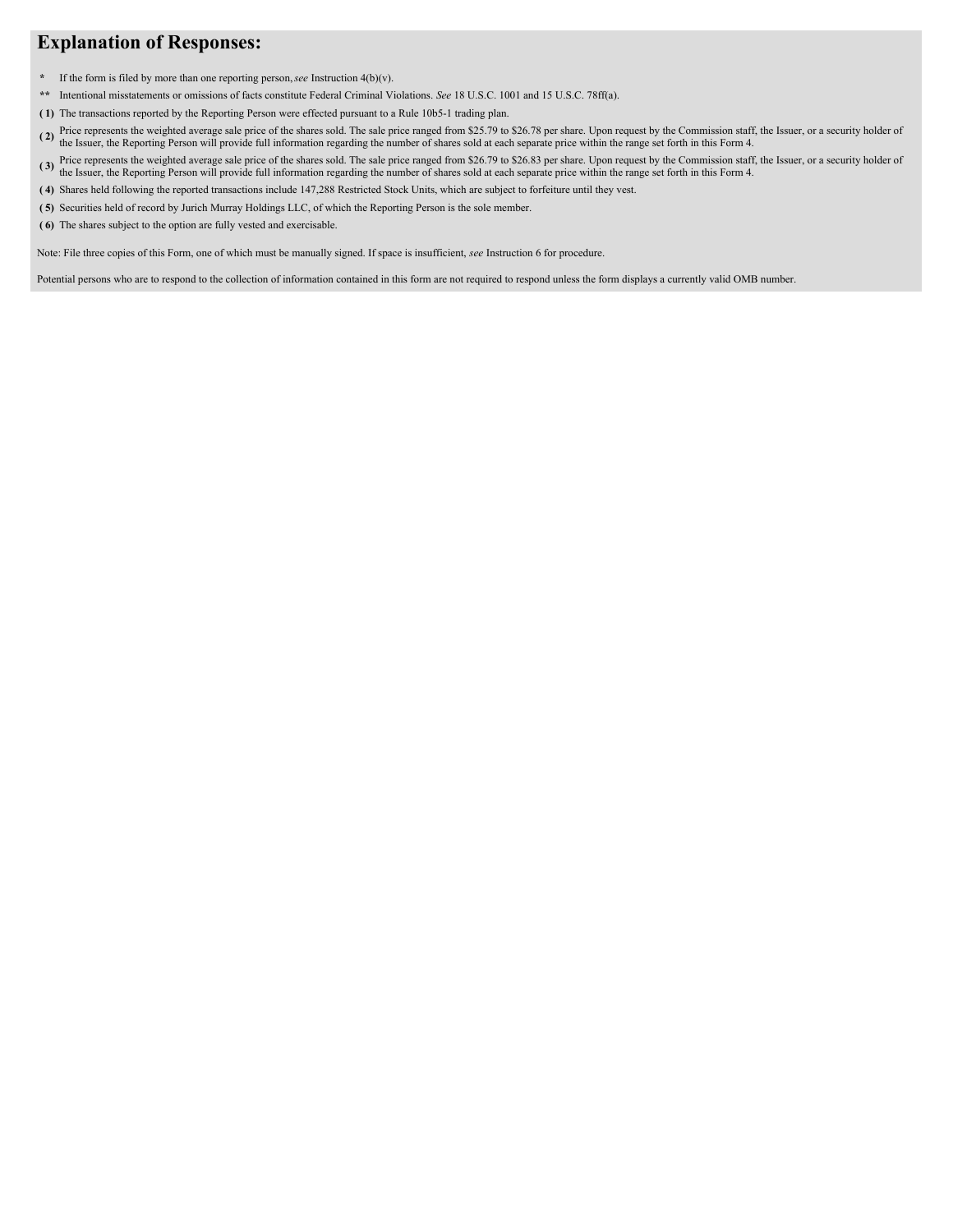# Explanation of Responses:

\* If the form is filed by more than one reporting person, *see* Instruction 4(b)(v).

\*\* Intentional misstatements or omissions of facts constitute Federal Criminal Violations. *See* 18 U.S.C. 1001 and 15 U.S.C. 78ff(a).

**( 1)** The transactions reported by the Reporting Person were effected pursuant to a Rule 10b5-1 trading plan.

**( 2)** Price represents the weighted average sale price of the shares sold. The sale price ranged from $25.79 to $26.78 per share. Upon request by the Commission staff, the Issuer, or a security holder of the Issuer, the Reporting Person will provide full information regarding the number of shares sold at each separate price within the range set forth in this Form 4.

**( 3)** Price represents the weighted average sale price of the shares sold. The sale price ranged from $26.79 to $26.83 per share. Upon request by the Commission staff, the Issuer, or a security holder of the Issuer, the Reporting Person will provide full information regarding the number of shares sold at each separate price within the range set forth in this Form 4.

**( 4)** Shares held following the reported transactions include 147,288 Restricted Stock Units, which are subject to forfeiture until they vest.

**( 5)** Securities held of record by Jurich Murray Holdings LLC, of which the Reporting Person is the sole member.

**( 6)** The shares subject to the option are fully vested and exercisable.

Note: File three copies of this Form, one of which must be manually signed. If space is insufficient, *see* Instruction 6 for procedure.

Potential persons who are to respond to the collection of information contained in this form are not required to respond unless the form displays a currently valid OMB number.